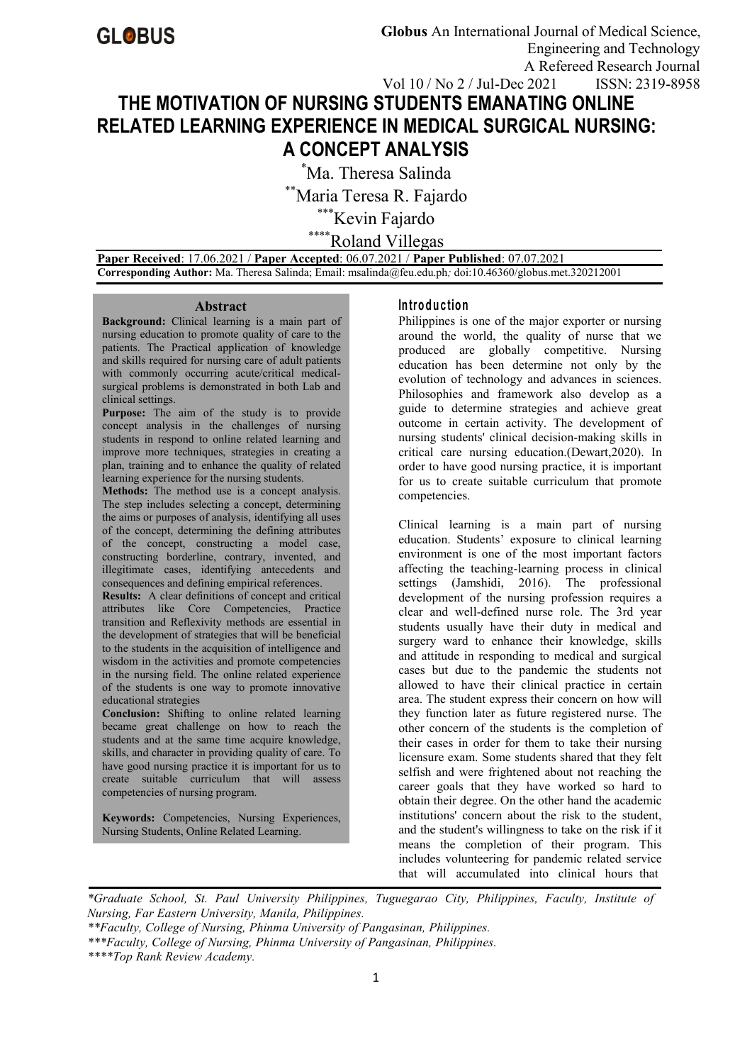# THE MOTIVATION OF NURSING STUDENTS EMANATING ONLINE RELATED LEARNING EXPERIENCE IN MEDICAL SURGICAL NURSING: A CONCEPT ANALYSIS

*Ma. Theresa Salinda

**Maria Teresa R. Fajardo

***Kevin Fajardo

****Roland Villegas

**Paper Received**: 17.06.2021 / **Paper Accepted**: 06.07.2021 / **Paper Published**: 07.07.2021

**Corresponding Author:** Ma. Theresa Salinda; Email: msalinda@feu.edu.ph*;* doi:10.46360/globus.met.320212001

## Abstract

**Background:** Clinical learning is a main part of nursing education to promote quality of care to the patients. The Practical application of knowledge and skills required for nursing care of adult patients with commonly occurring acute/critical medical-surgical problems is demonstrated in both Lab and clinical settings.

**Purpose:** The aim of the study is to provide concept analysis in the challenges of nursing students in respond to online related learning and improve more techniques, strategies in creating a plan, training and to enhance the quality of related learning experience for the nursing students.

**Methods:** The method use is a concept analysis. The step includes selecting a concept, determining the aims or purposes of analysis, identifying all uses of the concept, determining the defining attributes of the concept, constructing a model case, constructing borderline, contrary, invented, and illegitimate cases, identifying antecedents and consequences and defining empirical references.

**Results:** A clear definitions of concept and critical attributes like Core Competencies, Practice transition and Reflexivity methods are essential in the development of strategies that will be beneficial to the students in the acquisition of intelligence and wisdom in the activities and promote competencies in the nursing field. The online related experience of the students is one way to promote innovative educational strategies

**Conclusion:** Shifting to online related learning became great challenge on how to reach the students and at the same time acquire knowledge, skills, and character in providing quality of care. To have good nursing practice it is important for us to create suitable curriculum that will assess competencies of nursing program.

**Keywords:** Competencies, Nursing Experiences, Nursing Students, Online Related Learning.

## Introduction

Philippines is one of the major exporter or nursing around the world, the quality of nurse that we produced are globally competitive. Nursing education has been determine not only by the evolution of technology and advances in sciences. Philosophies and framework also develop as a guide to determine strategies and achieve great outcome in certain activity. The development of nursing students' clinical decision-making skills in critical care nursing education.(Dewart,2020). In order to have good nursing practice, it is important for us to create suitable curriculum that promote competencies.

Clinical learning is a main part of nursing education. Students' exposure to clinical learning environment is one of the most important factors affecting the teaching-learning process in clinical settings (Jamshidi, 2016). The professional development of the nursing profession requires a clear and well-defined nurse role. The 3rd year students usually have their duty in medical and surgery ward to enhance their knowledge, skills and attitude in responding to medical and surgical cases but due to the pandemic the students not allowed to have their clinical practice in certain area. The student express their concern on how will they function later as future registered nurse. The other concern of the students is the completion of their cases in order for them to take their nursing licensure exam. Some students shared that they felt selfish and were frightened about not reaching the career goals that they have worked so hard to obtain their degree. On the other hand the academic institutions' concern about the risk to the student, and the student's willingness to take on the risk if it means the completion of their program. This includes volunteering for pandemic related service that will accumulated into clinical hours that

*\*Graduate School, St. Paul University Philippines, Tuguegarao City, Philippines, Faculty, Institute of Nursing, Far Eastern University, Manila, Philippines.*

*\*\*Faculty, College of Nursing, Phinma University of Pangasinan, Philippines.*

*\*\*\*Faculty, College of Nursing, Phinma University of Pangasinan, Philippines.*

*\*\*\*\*Top Rank Review Academy.*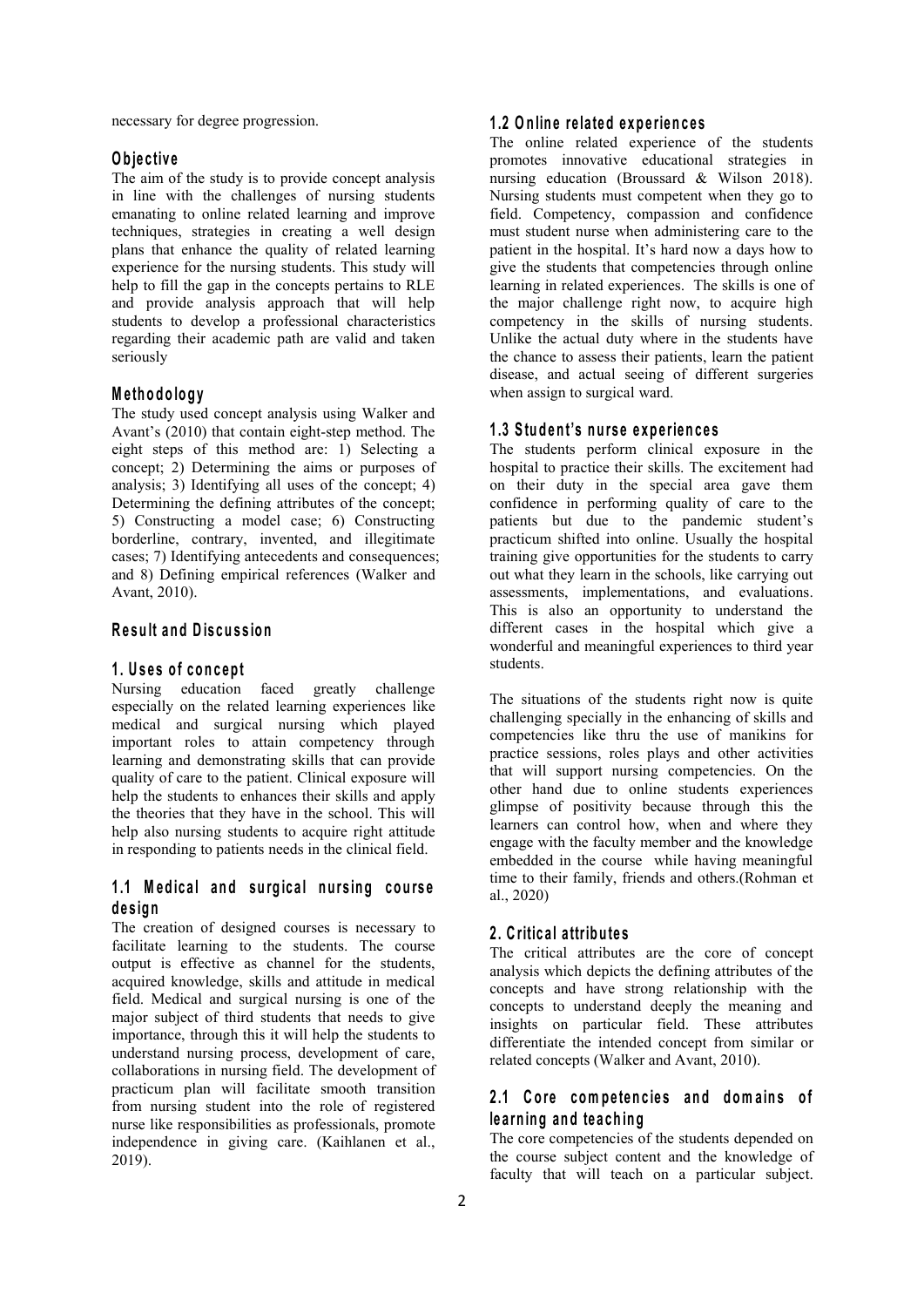necessary for degree progression.

## Objective

The aim of the study is to provide concept analysis in line with the challenges of nursing students emanating to online related learning and improve techniques, strategies in creating a well design plans that enhance the quality of related learning experience for the nursing students. This study will help to fill the gap in the concepts pertains to RLE and provide analysis approach that will help students to develop a professional characteristics regarding their academic path are valid and taken seriously

## Methodology

The study used concept analysis using Walker and Avant's (2010) that contain eight-step method. The eight steps of this method are: 1) Selecting a concept; 2) Determining the aims or purposes of analysis; 3) Identifying all uses of the concept; 4) Determining the defining attributes of the concept; 5) Constructing a model case; 6) Constructing borderline, contrary, invented, and illegitimate cases; 7) Identifying antecedents and consequences; and 8) Defining empirical references (Walker and Avant, 2010).

## Result and Discussion

### 1. Uses of concept

Nursing education faced greatly challenge especially on the related learning experiences like medical and surgical nursing which played important roles to attain competency through learning and demonstrating skills that can provide quality of care to the patient. Clinical exposure will help the students to enhances their skills and apply the theories that they have in the school. This will help also nursing students to acquire right attitude in responding to patients needs in the clinical field.

### 1.1 Medical and surgical nursing course design

The creation of designed courses is necessary to facilitate learning to the students. The course output is effective as channel for the students, acquired knowledge, skills and attitude in medical field. Medical and surgical nursing is one of the major subject of third students that needs to give importance, through this it will help the students to understand nursing process, development of care, collaborations in nursing field. The development of practicum plan will facilitate smooth transition from nursing student into the role of registered nurse like responsibilities as professionals, promote independence in giving care. (Kaihlanen et al., 2019).

### 1.2 Online related experiences

The online related experience of the students promotes innovative educational strategies in nursing education (Broussard & Wilson 2018). Nursing students must competent when they go to field. Competency, compassion and confidence must student nurse when administering care to the patient in the hospital. It's hard now a days how to give the students that competencies through online learning in related experiences. The skills is one of the major challenge right now, to acquire high competency in the skills of nursing students. Unlike the actual duty where in the students have the chance to assess their patients, learn the patient disease, and actual seeing of different surgeries when assign to surgical ward.

### 1.3 Student's nurse experiences

The students perform clinical exposure in the hospital to practice their skills. The excitement had on their duty in the special area gave them confidence in performing quality of care to the patients but due to the pandemic student's practicum shifted into online. Usually the hospital training give opportunities for the students to carry out what they learn in the schools, like carrying out assessments, implementations, and evaluations. This is also an opportunity to understand the different cases in the hospital which give a wonderful and meaningful experiences to third year students.

The situations of the students right now is quite challenging specially in the enhancing of skills and competencies like thru the use of manikins for practice sessions, roles plays and other activities that will support nursing competencies. On the other hand due to online students experiences glimpse of positivity because through this the learners can control how, when and where they engage with the faculty member and the knowledge embedded in the course while having meaningful time to their family, friends and others.(Rohman et al., 2020)

### 2. Critical attributes

The critical attributes are the core of concept analysis which depicts the defining attributes of the concepts and have strong relationship with the concepts to understand deeply the meaning and insights on particular field. These attributes differentiate the intended concept from similar or related concepts (Walker and Avant, 2010).

### 2.1 Core competencies and domains of learning and teaching

The core competencies of the students depended on the course subject content and the knowledge of faculty that will teach on a particular subject.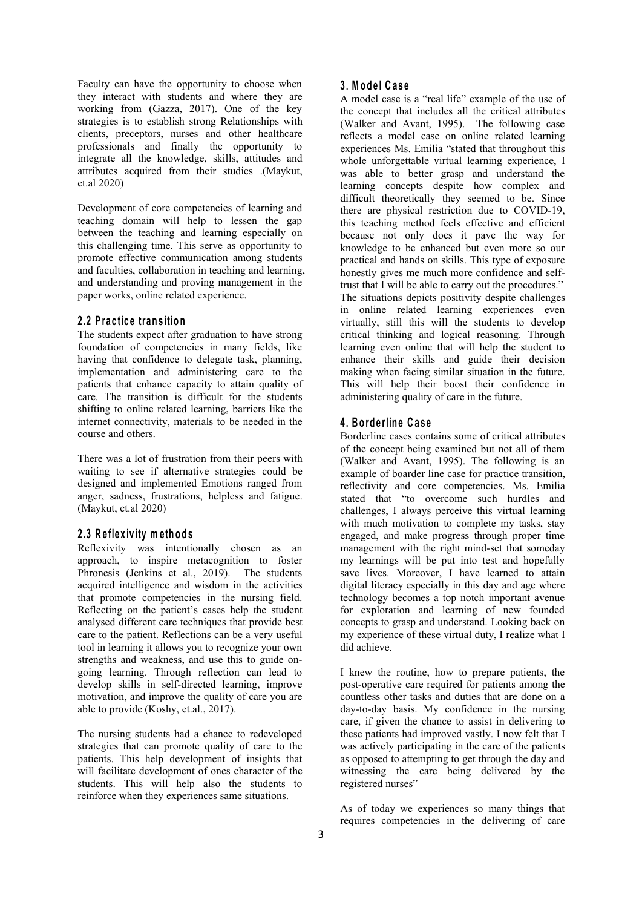Faculty can have the opportunity to choose when they interact with students and where they are working from (Gazza, 2017). One of the key strategies is to establish strong Relationships with clients, preceptors, nurses and other healthcare professionals and finally the opportunity to integrate all the knowledge, skills, attitudes and attributes acquired from their studies .(Maykut, et.al 2020)

Development of core competencies of learning and teaching domain will help to lessen the gap between the teaching and learning especially on this challenging time. This serve as opportunity to promote effective communication among students and faculties, collaboration in teaching and learning, and understanding and proving management in the paper works, online related experience.

## 2.2 Practice transition

The students expect after graduation to have strong foundation of competencies in many fields, like having that confidence to delegate task, planning, implementation and administering care to the patients that enhance capacity to attain quality of care. The transition is difficult for the students shifting to online related learning, barriers like the internet connectivity, materials to be needed in the course and others.

There was a lot of frustration from their peers with waiting to see if alternative strategies could be designed and implemented Emotions ranged from anger, sadness, frustrations, helpless and fatigue. (Maykut, et.al 2020)

## 2.3 Reflexivity methods

Reflexivity was intentionally chosen as an approach, to inspire metacognition to foster Phronesis (Jenkins et al., 2019). The students acquired intelligence and wisdom in the activities that promote competencies in the nursing field. Reflecting on the patient's cases help the student analysed different care techniques that provide best care to the patient. Reflections can be a very useful tool in learning it allows you to recognize your own strengths and weakness, and use this to guide on-going learning. Through reflection can lead to develop skills in self-directed learning, improve motivation, and improve the quality of care you are able to provide (Koshy, et.al., 2017).

The nursing students had a chance to redeveloped strategies that can promote quality of care to the patients. This help development of insights that will facilitate development of ones character of the students. This will help also the students to reinforce when they experiences same situations.

# 3. Model Case

A model case is a "real life" example of the use of the concept that includes all the critical attributes (Walker and Avant, 1995). The following case reflects a model case on online related learning experiences Ms. Emilia "stated that throughout this whole unforgettable virtual learning experience, I was able to better grasp and understand the learning concepts despite how complex and difficult theoretically they seemed to be. Since there are physical restriction due to COVID-19, this teaching method feels effective and efficient because not only does it pave the way for knowledge to be enhanced but even more so our practical and hands on skills. This type of exposure honestly gives me much more confidence and self-trust that I will be able to carry out the procedures." The situations depicts positivity despite challenges in online related learning experiences even virtually, still this will the students to develop critical thinking and logical reasoning. Through learning even online that will help the student to enhance their skills and guide their decision making when facing similar situation in the future. This will help their boost their confidence in administering quality of care in the future.

# 4. Borderline Case

Borderline cases contains some of critical attributes of the concept being examined but not all of them (Walker and Avant, 1995). The following is an example of boarder line case for practice transition, reflectivity and core competencies. Ms. Emilia stated that "to overcome such hurdles and challenges, I always perceive this virtual learning with much motivation to complete my tasks, stay engaged, and make progress through proper time management with the right mind-set that someday my learnings will be put into test and hopefully save lives. Moreover, I have learned to attain digital literacy especially in this day and age where technology becomes a top notch important avenue for exploration and learning of new founded concepts to grasp and understand. Looking back on my experience of these virtual duty, I realize what I did achieve.

I knew the routine, how to prepare patients, the post-operative care required for patients among the countless other tasks and duties that are done on a day-to-day basis. My confidence in the nursing care, if given the chance to assist in delivering to these patients had improved vastly. I now felt that I was actively participating in the care of the patients as opposed to attempting to get through the day and witnessing the care being delivered by the registered nurses"

As of today we experiences so many things that requires competencies in the delivering of care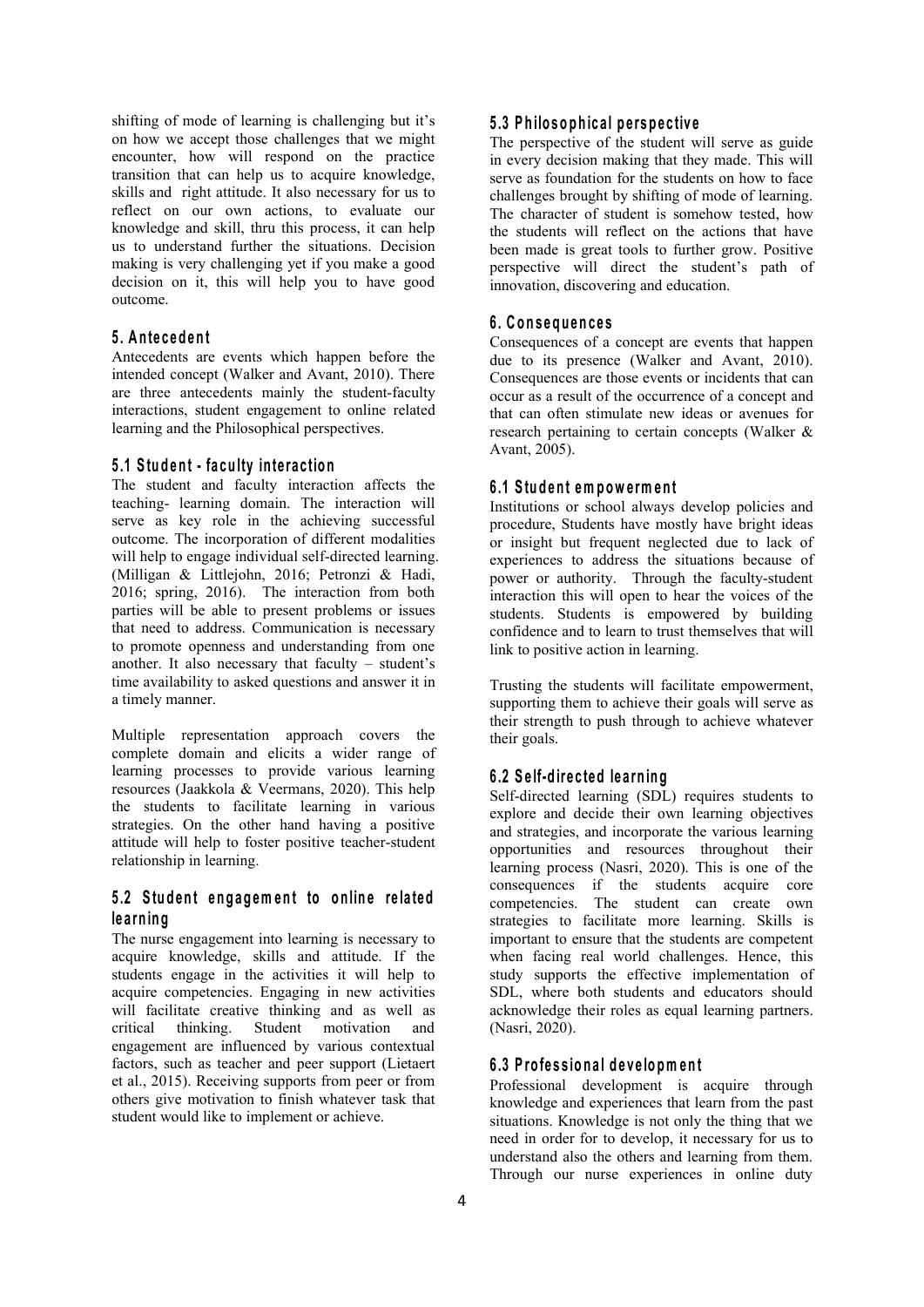shifting of mode of learning is challenging but it's on how we accept those challenges that we might encounter, how will respond on the practice transition that can help us to acquire knowledge, skills and right attitude. It also necessary for us to reflect on our own actions, to evaluate our knowledge and skill, thru this process, it can help us to understand further the situations. Decision making is very challenging yet if you make a good decision on it, this will help you to have good outcome.

## 5. Antecedent

Antecedents are events which happen before the intended concept (Walker and Avant, 2010). There are three antecedents mainly the student-faculty interactions, student engagement to online related learning and the Philosophical perspectives.

### 5.1 Student - faculty interaction

The student and faculty interaction affects the teaching- learning domain. The interaction will serve as key role in the achieving successful outcome. The incorporation of different modalities will help to engage individual self-directed learning. (Milligan & Littlejohn, 2016; Petronzi & Hadi, 2016; spring, 2016). The interaction from both parties will be able to present problems or issues that need to address. Communication is necessary to promote openness and understanding from one another. It also necessary that faculty – student's time availability to asked questions and answer it in a timely manner.

Multiple representation approach covers the complete domain and elicits a wider range of learning processes to provide various learning resources (Jaakkola & Veermans, 2020). This help the students to facilitate learning in various strategies. On the other hand having a positive attitude will help to foster positive teacher-student relationship in learning.

### 5.2 Student engagement to online related learning

The nurse engagement into learning is necessary to acquire knowledge, skills and attitude. If the students engage in the activities it will help to acquire competencies. Engaging in new activities will facilitate creative thinking and as well as critical thinking. Student motivation and engagement are influenced by various contextual factors, such as teacher and peer support (Lietaert et al., 2015). Receiving supports from peer or from others give motivation to finish whatever task that student would like to implement or achieve.

### 5.3 Philosophical perspective

The perspective of the student will serve as guide in every decision making that they made. This will serve as foundation for the students on how to face challenges brought by shifting of mode of learning. The character of student is somehow tested, how the students will reflect on the actions that have been made is great tools to further grow. Positive perspective will direct the student's path of innovation, discovering and education.

## 6. Consequences

Consequences of a concept are events that happen due to its presence (Walker and Avant, 2010). Consequences are those events or incidents that can occur as a result of the occurrence of a concept and that can often stimulate new ideas or avenues for research pertaining to certain concepts (Walker & Avant, 2005).

### 6.1 Student empowerment

Institutions or school always develop policies and procedure, Students have mostly have bright ideas or insight but frequent neglected due to lack of experiences to address the situations because of power or authority. Through the faculty-student interaction this will open to hear the voices of the students. Students is empowered by building confidence and to learn to trust themselves that will link to positive action in learning.

Trusting the students will facilitate empowerment, supporting them to achieve their goals will serve as their strength to push through to achieve whatever their goals.

### 6.2 Self-directed learning

Self-directed learning (SDL) requires students to explore and decide their own learning objectives and strategies, and incorporate the various learning opportunities and resources throughout their learning process (Nasri, 2020). This is one of the consequences if the students acquire core competencies. The student can create own strategies to facilitate more learning. Skills is important to ensure that the students are competent when facing real world challenges. Hence, this study supports the effective implementation of SDL, where both students and educators should acknowledge their roles as equal learning partners. (Nasri, 2020).

### 6.3 Professional development

Professional development is acquire through knowledge and experiences that learn from the past situations. Knowledge is not only the thing that we need in order for to develop, it necessary for us to understand also the others and learning from them. Through our nurse experiences in online duty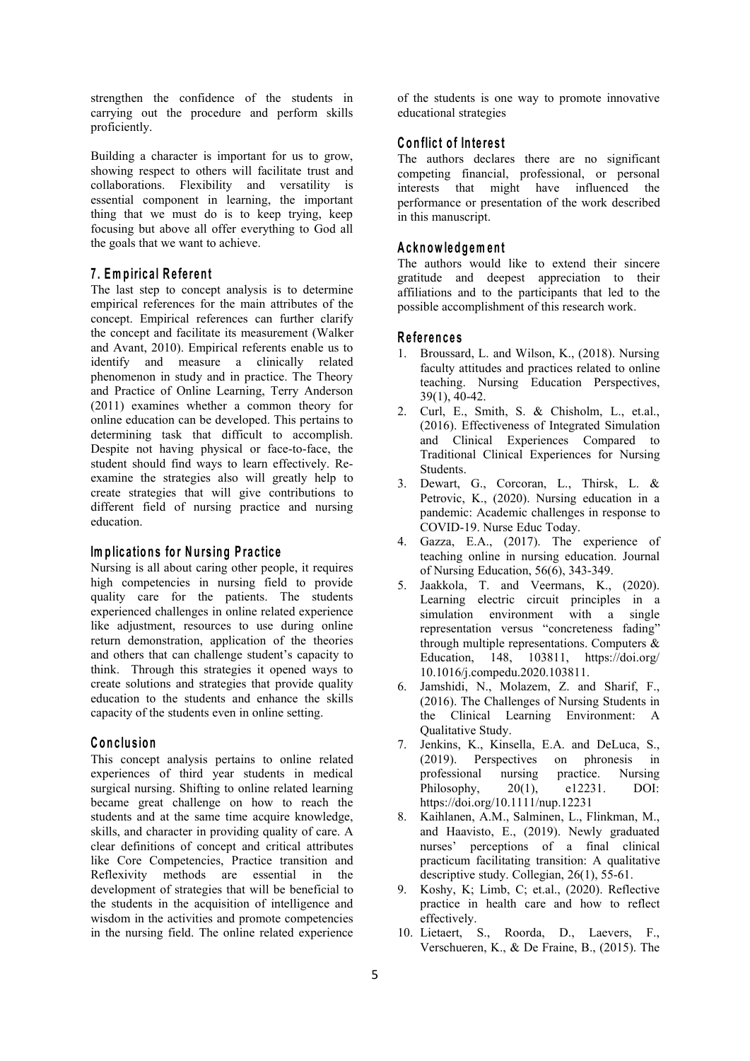strengthen the confidence of the students in carrying out the procedure and perform skills proficiently.

Building a character is important for us to grow, showing respect to others will facilitate trust and collaborations. Flexibility and versatility is essential component in learning, the important thing that we must do is to keep trying, keep focusing but above all offer everything to God all the goals that we want to achieve.

## 7. Empirical Referent

The last step to concept analysis is to determine empirical references for the main attributes of the concept. Empirical references can further clarify the concept and facilitate its measurement (Walker and Avant, 2010). Empirical referents enable us to identify and measure a clinically related phenomenon in study and in practice. The Theory and Practice of Online Learning, Terry Anderson (2011) examines whether a common theory for online education can be developed. This pertains to determining task that difficult to accomplish. Despite not having physical or face-to-face, the student should find ways to learn effectively. Re-examine the strategies also will greatly help to create strategies that will give contributions to different field of nursing practice and nursing education.

## Implications for Nursing Practice

Nursing is all about caring other people, it requires high competencies in nursing field to provide quality care for the patients. The students experienced challenges in online related experience like adjustment, resources to use during online return demonstration, application of the theories and others that can challenge student's capacity to think. Through this strategies it opened ways to create solutions and strategies that provide quality education to the students and enhance the skills capacity of the students even in online setting.

## Conclusion

This concept analysis pertains to online related experiences of third year students in medical surgical nursing. Shifting to online related learning became great challenge on how to reach the students and at the same time acquire knowledge, skills, and character in providing quality of care. A clear definitions of concept and critical attributes like Core Competencies, Practice transition and Reflexivity methods are essential in the development of strategies that will be beneficial to the students in the acquisition of intelligence and wisdom in the activities and promote competencies in the nursing field. The online related experience of the students is one way to promote innovative educational strategies

## Conflict of Interest

The authors declares there are no significant competing financial, professional, or personal interests that might have influenced the performance or presentation of the work described in this manuscript.

## Acknowledgement

The authors would like to extend their sincere gratitude and deepest appreciation to their affiliations and to the participants that led to the possible accomplishment of this research work.

## References

1. Broussard, L. and Wilson, K., (2018). Nursing faculty attitudes and practices related to online teaching. Nursing Education Perspectives, 39(1), 40-42.
2. Curl, E., Smith, S. & Chisholm, L., et.al., (2016). Effectiveness of Integrated Simulation and Clinical Experiences Compared to Traditional Clinical Experiences for Nursing Students.
3. Dewart, G., Corcoran, L., Thirsk, L. & Petrovic, K., (2020). Nursing education in a pandemic: Academic challenges in response to COVID-19. Nurse Educ Today.
4. Gazza, E.A., (2017). The experience of teaching online in nursing education. Journal of Nursing Education, 56(6), 343-349.
5. Jaakkola, T. and Veermans, K., (2020). Learning electric circuit principles in a simulation environment with a single representation versus "concreteness fading" through multiple representations. Computers & Education, 148, 103811, https://doi.org/10.1016/j.compedu.2020.103811.
6. Jamshidi, N., Molazem, Z. and Sharif, F., (2016). The Challenges of Nursing Students in the Clinical Learning Environment: A Qualitative Study.
7. Jenkins, K., Kinsella, E.A. and DeLuca, S., (2019). Perspectives on phronesis in professional nursing practice. Nursing Philosophy, 20(1), e12231. DOI: https://doi.org/10.1111/nup.12231
8. Kaihlanen, A.M., Salminen, L., Flinkman, M., and Haavisto, E., (2019). Newly graduated nurses' perceptions of a final clinical practicum facilitating transition: A qualitative descriptive study. Collegian, 26(1), 55-61.
9. Koshy, K; Limb, C; et.al., (2020). Reflective practice in health care and how to reflect effectively.
10. Lietaert, S., Roorda, D., Laevers, F., Verschueren, K., & De Fraine, B., (2015). The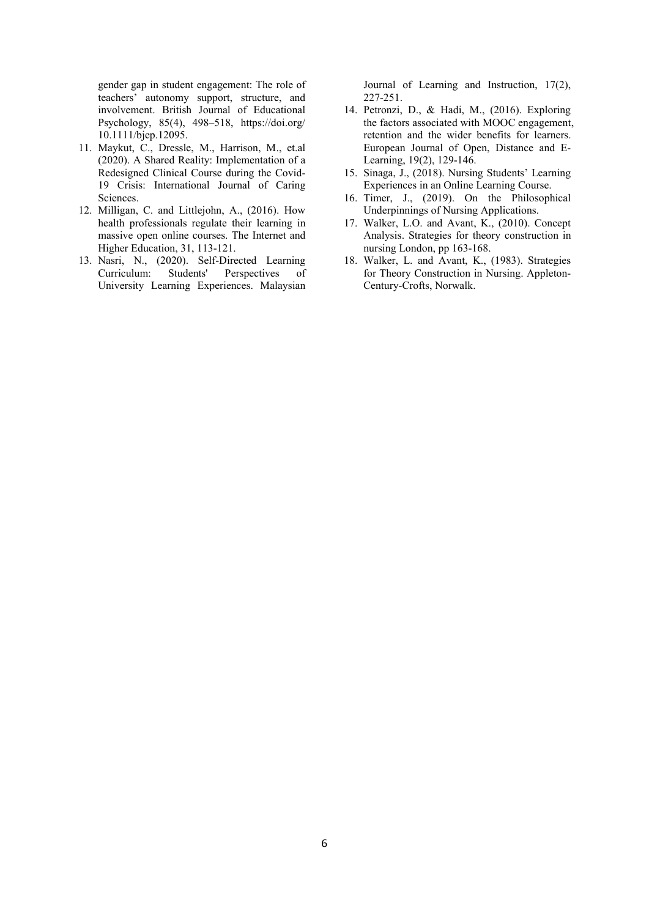gender gap in student engagement: The role of teachers' autonomy support, structure, and involvement. British Journal of Educational Psychology, 85(4), 498–518, https://doi.org/10.1111/bjep.12095.

11. Maykut, C., Dressle, M., Harrison, M., et.al (2020). A Shared Reality: Implementation of a Redesigned Clinical Course during the Covid-19 Crisis: International Journal of Caring Sciences.
12. Milligan, C. and Littlejohn, A., (2016). How health professionals regulate their learning in massive open online courses. The Internet and Higher Education, 31, 113-121.
13. Nasri, N., (2020). Self-Directed Learning Curriculum: Students' Perspectives of University Learning Experiences. Malaysian Journal of Learning and Instruction, 17(2), 227-251.
14. Petronzi, D., & Hadi, M., (2016). Exploring the factors associated with MOOC engagement, retention and the wider benefits for learners. European Journal of Open, Distance and E-Learning, 19(2), 129-146.
15. Sinaga, J., (2018). Nursing Students' Learning Experiences in an Online Learning Course.
16. Timer, J., (2019). On the Philosophical Underpinnings of Nursing Applications.
17. Walker, L.O. and Avant, K., (2010). Concept Analysis. Strategies for theory construction in nursing London, pp 163-168.
18. Walker, L. and Avant, K., (1983). Strategies for Theory Construction in Nursing. Appleton-Century-Crofts, Norwalk.